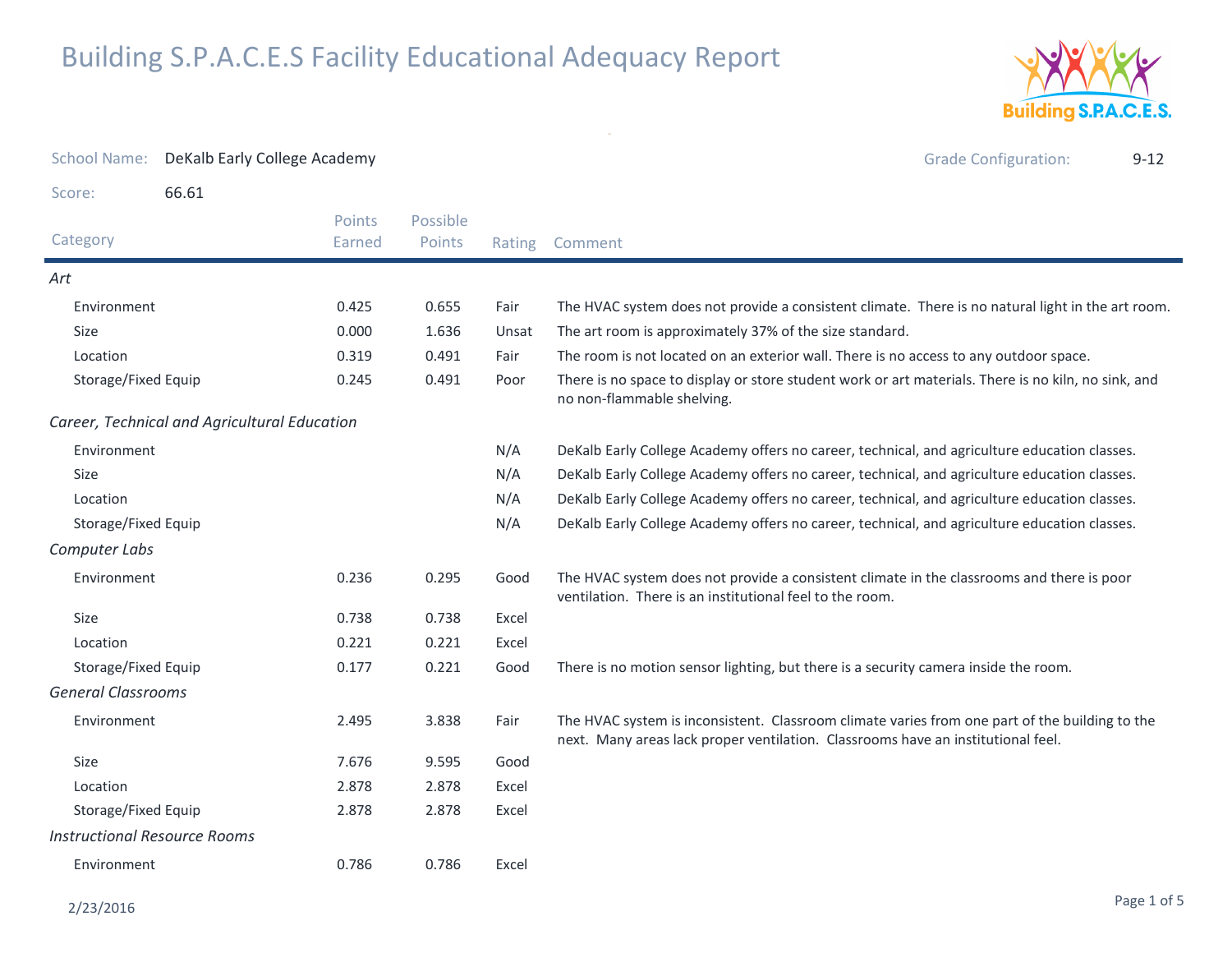# Building S.P.A.C.E.S Facility Educational Adequacy Report

School Name: DeKalb Early College Academy

Grade Configuration: 9-12

Score: 66.61

| Category | Points Earned | Possible Points | Rating | Comment |
|---|---|---|---|---|
| *Art* | | | | |
| Environment | 0.425 | 0.655 | Fair | The HVAC system does not provide a consistent climate. There is no natural light in the art room. |
| Size | 0.000 | 1.636 | Unsat | The art room is approximately 37% of the size standard. |
| Location | 0.319 | 0.491 | Fair | The room is not located on an exterior wall. There is no access to any outdoor space. |
| Storage/Fixed Equip | 0.245 | 0.491 | Poor | There is no space to display or store student work or art materials. There is no kiln, no sink, and no non-flammable shelving. |
| *Career, Technical and Agricultural Education* | | | | |
| Environment | | | N/A | DeKalb Early College Academy offers no career, technical, and agriculture education classes. |
| Size | | | N/A | DeKalb Early College Academy offers no career, technical, and agriculture education classes. |
| Location | | | N/A | DeKalb Early College Academy offers no career, technical, and agriculture education classes. |
| Storage/Fixed Equip | | | N/A | DeKalb Early College Academy offers no career, technical, and agriculture education classes. |
| *Computer Labs* | | | | |
| Environment | 0.236 | 0.295 | Good | The HVAC system does not provide a consistent climate in the classrooms and there is poor ventilation. There is an institutional feel to the room. |
| Size | 0.738 | 0.738 | Excel | |
| Location | 0.221 | 0.221 | Excel | |
| Storage/Fixed Equip | 0.177 | 0.221 | Good | There is no motion sensor lighting, but there is a security camera inside the room. |
| *General Classrooms* | | | | |
| Environment | 2.495 | 3.838 | Fair | The HVAC system is inconsistent. Classroom climate varies from one part of the building to the next. Many areas lack proper ventilation. Classrooms have an institutional feel. |
| Size | 7.676 | 9.595 | Good | |
| Location | 2.878 | 2.878 | Excel | |
| Storage/Fixed Equip | 2.878 | 2.878 | Excel | |
| *Instructional Resource Rooms* | | | | |
| Environment | 0.786 | 0.786 | Excel | |

2/23/2016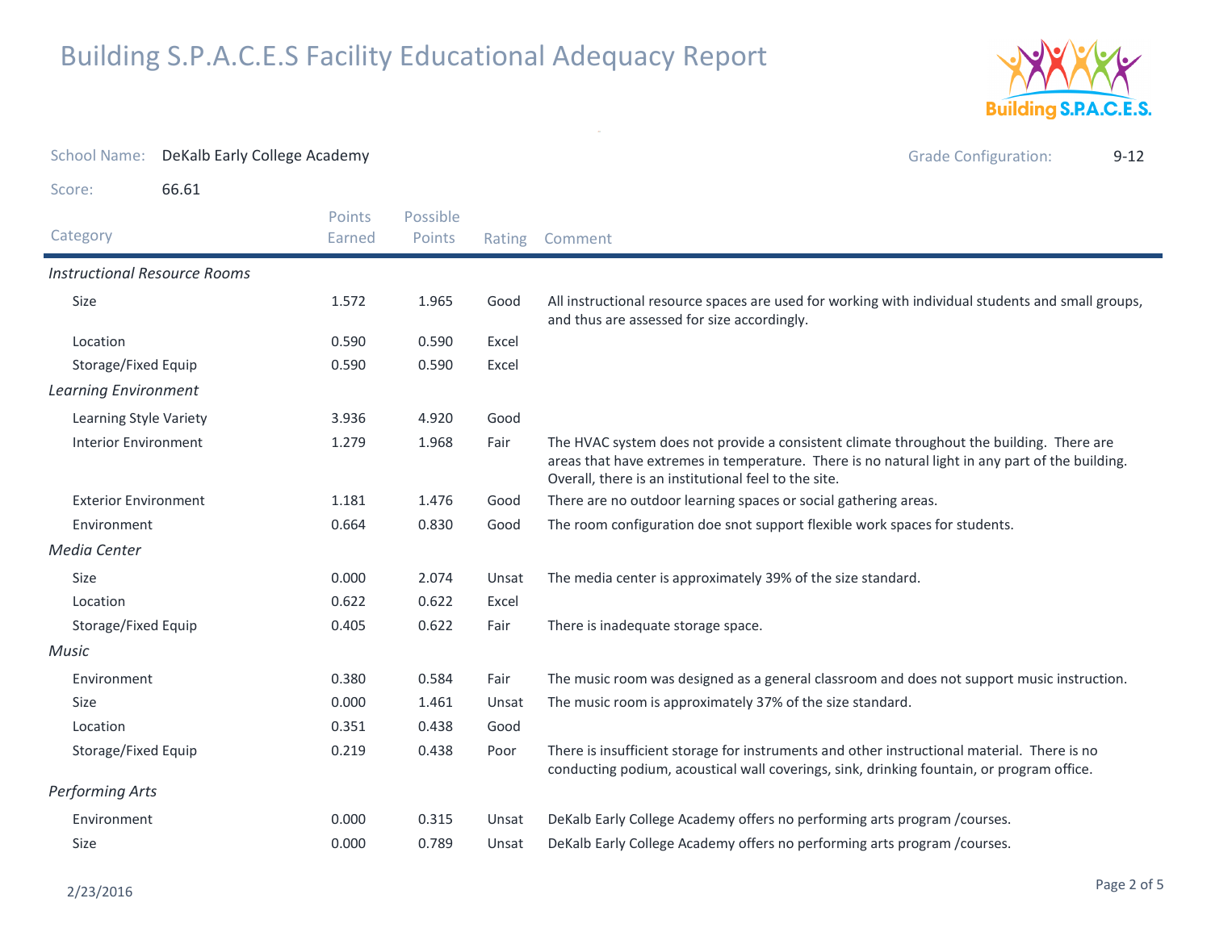# Building S.P.A.C.E.S Facility Educational Adequacy Report

School Name: DeKalb Early College Academy

Grade Configuration: 9-12

Score: 66.61

| Category | Points Earned | Possible Points | Rating | Comment |
|---|---|---|---|---|
| *Instructional Resource Rooms* | | | | |
| Size | 1.572 | 1.965 | Good | All instructional resource spaces are used for working with individual students and small groups, and thus are assessed for size accordingly. |
| Location | 0.590 | 0.590 | Excel | |
| Storage/Fixed Equip | 0.590 | 0.590 | Excel | |
| *Learning Environment* | | | | |
| Learning Style Variety | 3.936 | 4.920 | Good | |
| Interior Environment | 1.279 | 1.968 | Fair | The HVAC system does not provide a consistent climate throughout the building. There are areas that have extremes in temperature. There is no natural light in any part of the building. Overall, there is an institutional feel to the site. |
| Exterior Environment | 1.181 | 1.476 | Good | There are no outdoor learning spaces or social gathering areas. |
| Environment | 0.664 | 0.830 | Good | The room configuration doe snot support flexible work spaces for students. |
| *Media Center* | | | | |
| Size | 0.000 | 2.074 | Unsat | The media center is approximately 39% of the size standard. |
| Location | 0.622 | 0.622 | Excel | |
| Storage/Fixed Equip | 0.405 | 0.622 | Fair | There is inadequate storage space. |
| *Music* | | | | |
| Environment | 0.380 | 0.584 | Fair | The music room was designed as a general classroom and does not support music instruction. |
| Size | 0.000 | 1.461 | Unsat | The music room is approximately 37% of the size standard. |
| Location | 0.351 | 0.438 | Good | |
| Storage/Fixed Equip | 0.219 | 0.438 | Poor | There is insufficient storage for instruments and other instructional material. There is no conducting podium, acoustical wall coverings, sink, drinking fountain, or program office. |
| *Performing Arts* | | | | |
| Environment | 0.000 | 0.315 | Unsat | DeKalb Early College Academy offers no performing arts program /courses. |
| Size | 0.000 | 0.789 | Unsat | DeKalb Early College Academy offers no performing arts program /courses. |

2/23/2016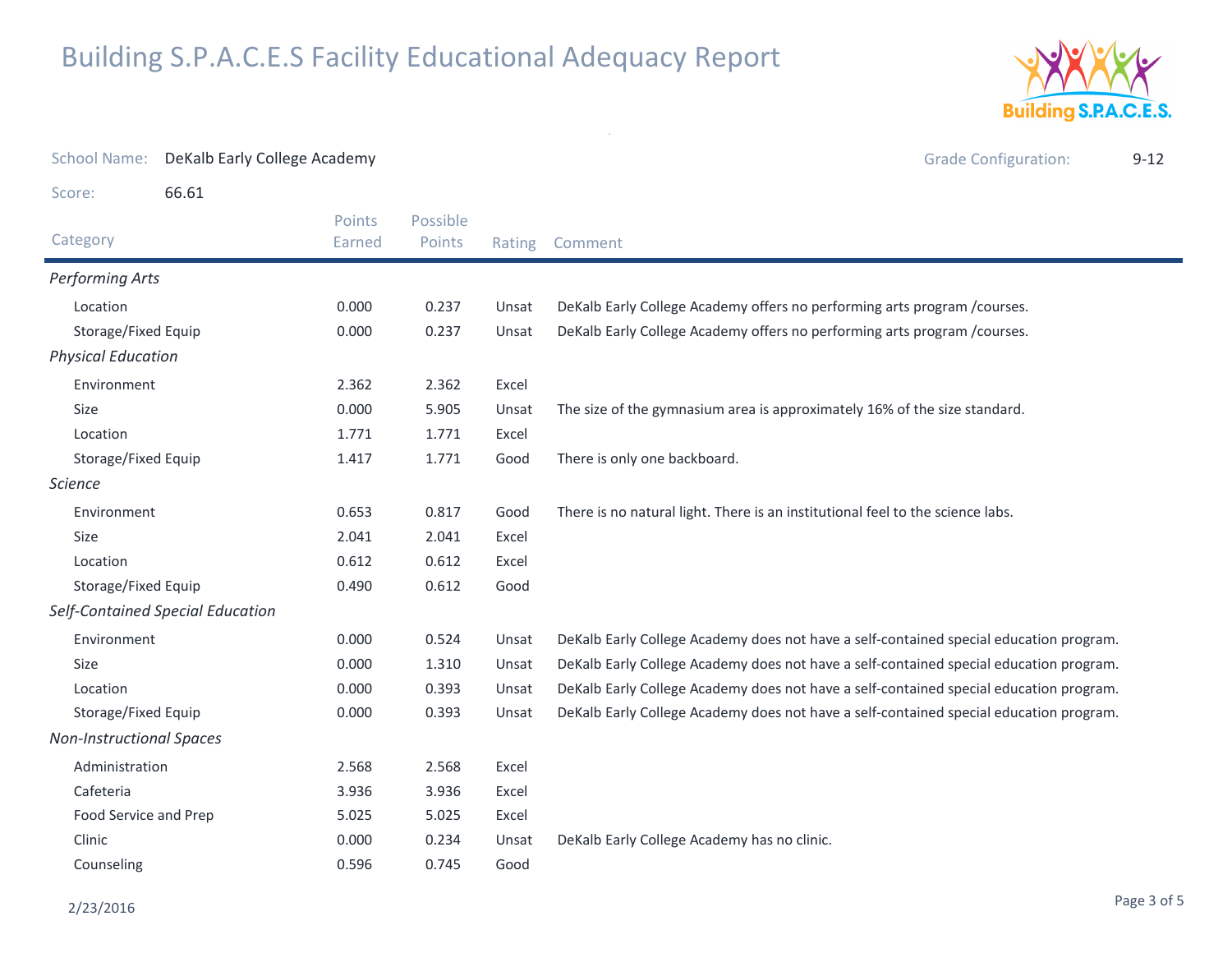# Building S.P.A.C.E.S Facility Educational Adequacy Report

School Name: DeKalb Early College Academy

Grade Configuration: 9-12

Score: 66.61

| Category | Points Earned | Possible Points | Rating | Comment |
|---|---|---|---|---|
| *Performing Arts* | | | | |
| Location | 0.000 | 0.237 | Unsat | DeKalb Early College Academy offers no performing arts program /courses. |
| Storage/Fixed Equip | 0.000 | 0.237 | Unsat | DeKalb Early College Academy offers no performing arts program /courses. |
| *Physical Education* | | | | |
| Environment | 2.362 | 2.362 | Excel | |
| Size | 0.000 | 5.905 | Unsat | The size of the gymnasium area is approximately 16% of the size standard. |
| Location | 1.771 | 1.771 | Excel | |
| Storage/Fixed Equip | 1.417 | 1.771 | Good | There is only one backboard. |
| *Science* | | | | |
| Environment | 0.653 | 0.817 | Good | There is no natural light. There is an institutional feel to the science labs. |
| Size | 2.041 | 2.041 | Excel | |
| Location | 0.612 | 0.612 | Excel | |
| Storage/Fixed Equip | 0.490 | 0.612 | Good | |
| *Self-Contained Special Education* | | | | |
| Environment | 0.000 | 0.524 | Unsat | DeKalb Early College Academy does not have a self-contained special education program. |
| Size | 0.000 | 1.310 | Unsat | DeKalb Early College Academy does not have a self-contained special education program. |
| Location | 0.000 | 0.393 | Unsat | DeKalb Early College Academy does not have a self-contained special education program. |
| Storage/Fixed Equip | 0.000 | 0.393 | Unsat | DeKalb Early College Academy does not have a self-contained special education program. |
| *Non-Instructional Spaces* | | | | |
| Administration | 2.568 | 2.568 | Excel | |
| Cafeteria | 3.936 | 3.936 | Excel | |
| Food Service and Prep | 5.025 | 5.025 | Excel | |
| Clinic | 0.000 | 0.234 | Unsat | DeKalb Early College Academy has no clinic. |
| Counseling | 0.596 | 0.745 | Good | |

2/23/2016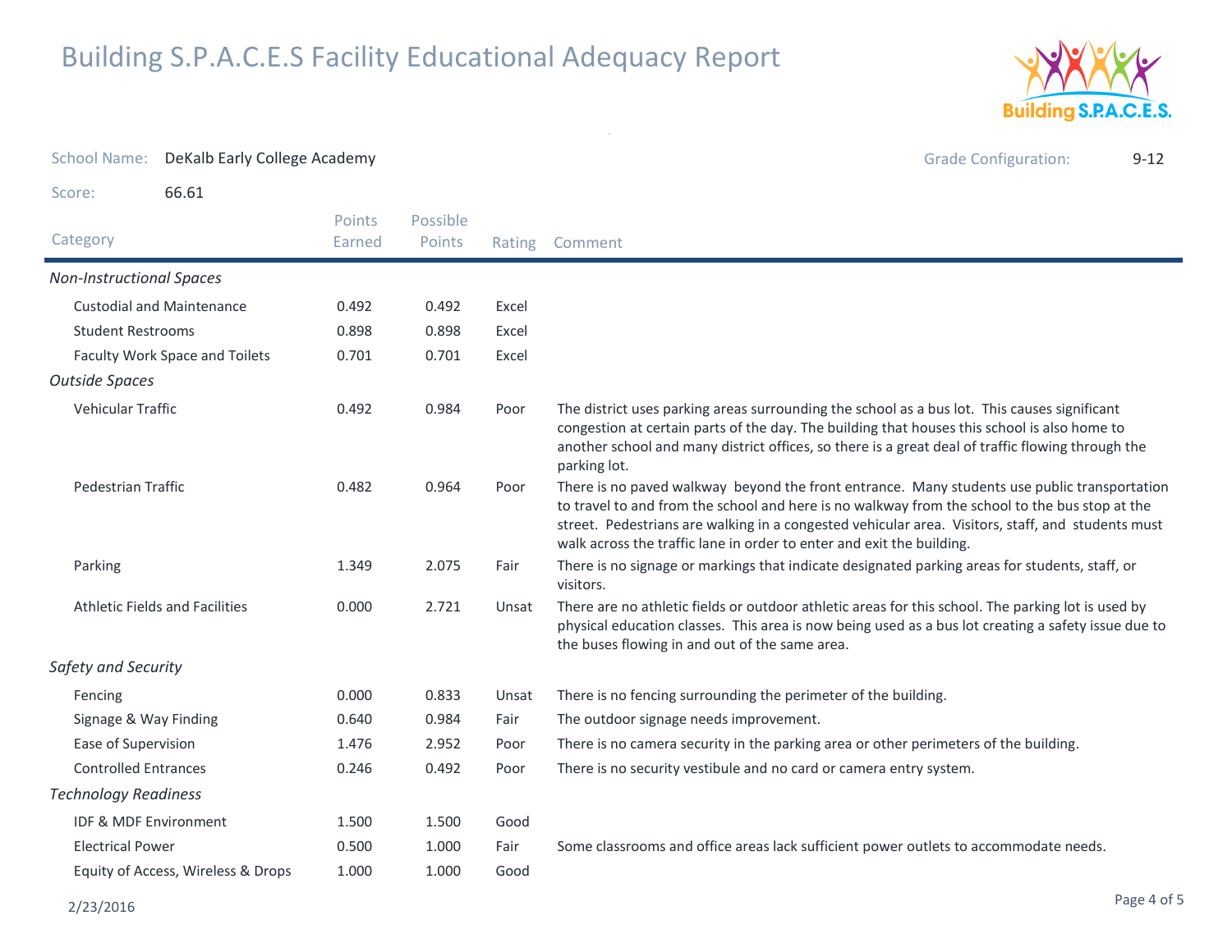# Building S.P.A.C.E.S Facility Educational Adequacy Report

School Name: DeKalb Early College Academy

Grade Configuration: 9-12

Score: 66.61

| Category | Points Earned | Possible Points | Rating | Comment |
|---|---|---|---|---|
| *Non-Instructional Spaces* | | | | |
| Custodial and Maintenance | 0.492 | 0.492 | Excel | |
| Student Restrooms | 0.898 | 0.898 | Excel | |
| Faculty Work Space and Toilets | 0.701 | 0.701 | Excel | |
| *Outside Spaces* | | | | |
| Vehicular Traffic | 0.492 | 0.984 | Poor | The district uses parking areas surrounding the school as a bus lot. This causes significant congestion at certain parts of the day. The building that houses this school is also home to another school and many district offices, so there is a great deal of traffic flowing through the parking lot. |
| Pedestrian Traffic | 0.482 | 0.964 | Poor | There is no paved walkway beyond the front entrance. Many students use public transportation to travel to and from the school and here is no walkway from the school to the bus stop at the street. Pedestrians are walking in a congested vehicular area. Visitors, staff, and students must walk across the traffic lane in order to enter and exit the building. |
| Parking | 1.349 | 2.075 | Fair | There is no signage or markings that indicate designated parking areas for students, staff, or visitors. |
| Athletic Fields and Facilities | 0.000 | 2.721 | Unsat | There are no athletic fields or outdoor athletic areas for this school. The parking lot is used by physical education classes. This area is now being used as a bus lot creating a safety issue due to the buses flowing in and out of the same area. |
| *Safety and Security* | | | | |
| Fencing | 0.000 | 0.833 | Unsat | There is no fencing surrounding the perimeter of the building. |
| Signage & Way Finding | 0.640 | 0.984 | Fair | The outdoor signage needs improvement. |
| Ease of Supervision | 1.476 | 2.952 | Poor | There is no camera security in the parking area or other perimeters of the building. |
| Controlled Entrances | 0.246 | 0.492 | Poor | There is no security vestibule and no card or camera entry system. |
| *Technology Readiness* | | | | |
| IDF & MDF Environment | 1.500 | 1.500 | Good | |
| Electrical Power | 0.500 | 1.000 | Fair | Some classrooms and office areas lack sufficient power outlets to accommodate needs. |
| Equity of Access, Wireless & Drops | 1.000 | 1.000 | Good | |

2/23/2016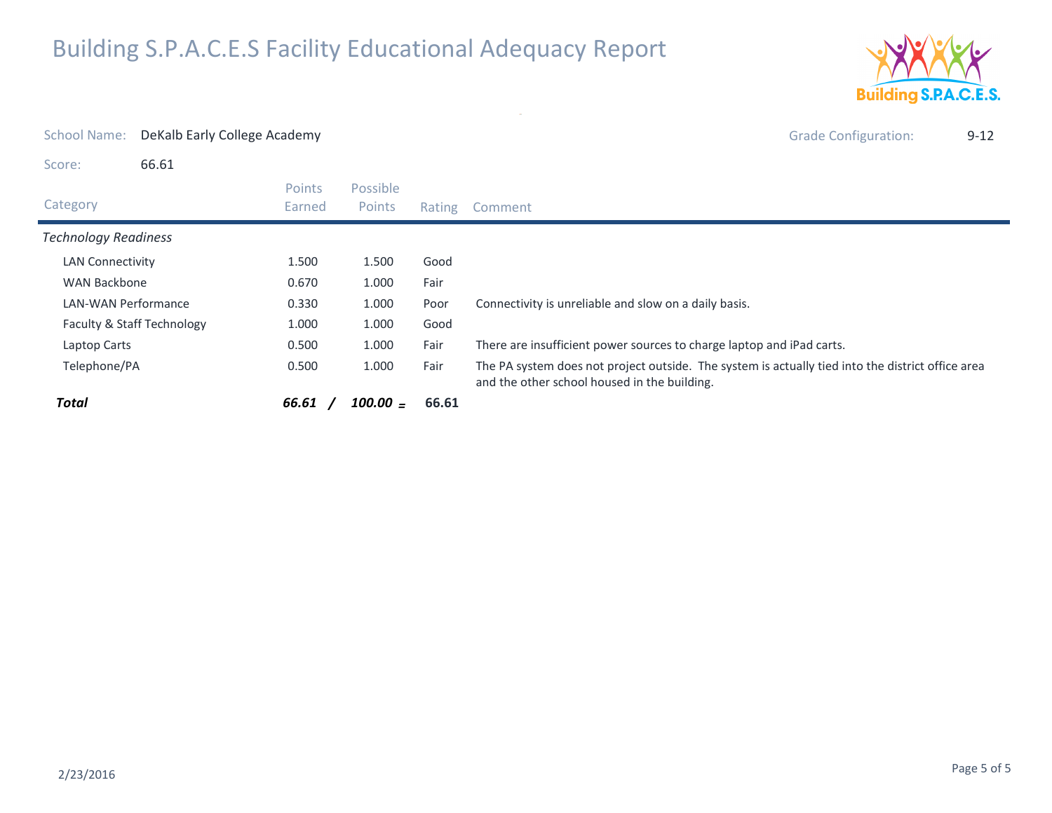# Building S.P.A.C.E.S Facility Educational Adequacy Report

School Name: DeKalb Early College Academy

Grade Configuration: 9-12

Score: 66.61

| Category | Points Earned | Possible Points | Rating | Comment |
|---|---|---|---|---|
| *Technology Readiness* | | | | |
| LAN Connectivity | 1.500 | 1.500 | Good | |
| WAN Backbone | 0.670 | 1.000 | Fair | |
| LAN-WAN Performance | 0.330 | 1.000 | Poor | Connectivity is unreliable and slow on a daily basis. |
| Faculty & Staff Technology | 1.000 | 1.000 | Good | |
| Laptop Carts | 0.500 | 1.000 | Fair | There are insufficient power sources to charge laptop and iPad carts. |
| Telephone/PA | 0.500 | 1.000 | Fair | The PA system does not project outside. The system is actually tied into the district office area and the other school housed in the building. |
| ***Total*** | ***66.61 /*** | ***100.00 =*** | **66.61** | |

2/23/2016